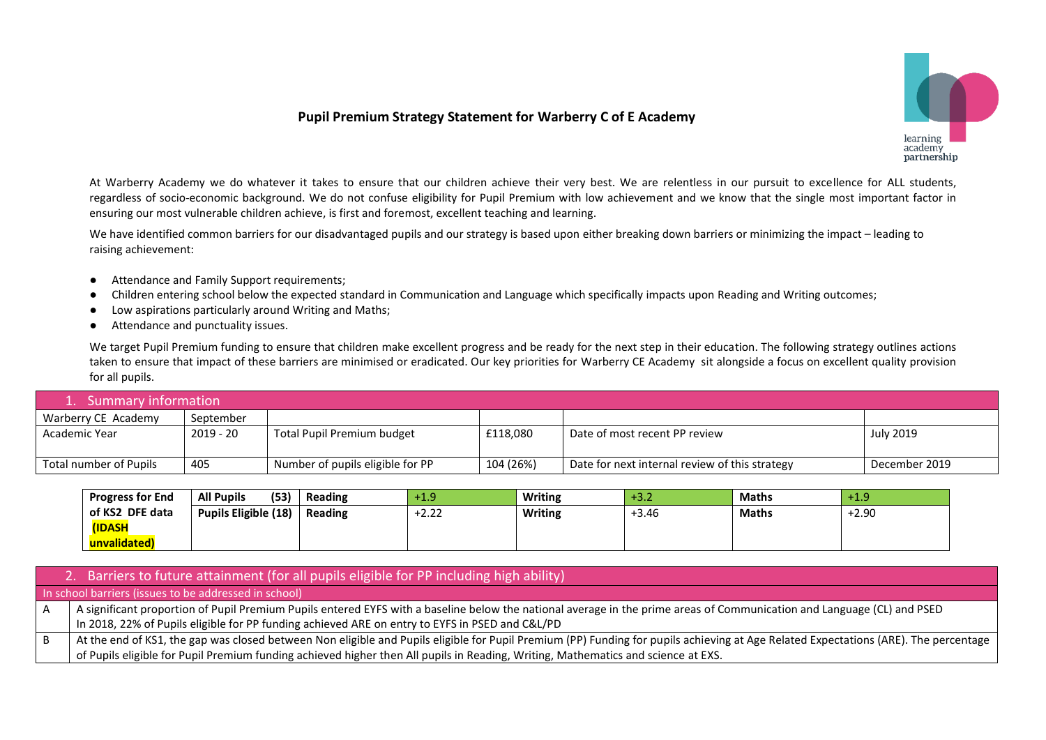# Pupil Premium Strategy Statement for Warberry C of E Academy

At Warberry Academy we do whatever it takes to ensure that our children achieve their very best. We are relentless in our pursuit to excellence for ALL students, regardless of socio-economic background. We do not confuse eligibility for Pupil Premium with low achievement and we know that the single most important factor in ensuring our most vulnerable children achieve, is first and foremost, excellent teaching and learning.

We have identified common barriers for our disadvantaged pupils and our strategy is based upon either breaking down barriers or minimizing the impact – leading to raising achievement:

- Attendance and Family Support requirements;
- Children entering school below the expected standard in Communication and Language which specifically impacts upon Reading and Writing outcomes;
- Low aspirations particularly around Writing and Maths;
- Attendance and punctuality issues.

We target Pupil Premium funding to ensure that children make excellent progress and be ready for the next step in their education. The following strategy outlines actions taken to ensure that impact of these barriers are minimised or eradicated. Our key priorities for Warberry CE Academy sit alongside a focus on excellent quality provision for all pupils.

| 1. Summary information | | | | | |
|---|---|---|---|---|---|
| Warberry CE Academy | September | | | | |
| Academic Year | 2019 - 20 | Total Pupil Premium budget | £118,080 | Date of most recent PP review | July 2019 |
| Total number of Pupils | 405 | Number of pupils eligible for PP | 104 (26%) | Date for next internal review of this strategy | December 2019 |

| Progress for End of KS2 DFE data (IDASH unvalidated) | All Pupils (53) | Reading | +1.9 | Writing | +3.2 | Maths | +1.9 |
|---|---|---|---|---|---|---|---|
| | Pupils Eligible (18) | Reading | +2.22 | Writing | +3.46 | Maths | +2.90 |

| 2. Barriers to future attainment (for all pupils eligible for PP including high ability) | |
|---|---|
| In school barriers (issues to be addressed in school) | |
| A | A significant proportion of Pupil Premium Pupils entered EYFS with a baseline below the national average in the prime areas of Communication and Language (CL) and PSED<br>In 2018, 22% of Pupils eligible for PP funding achieved ARE on entry to EYFS in PSED and C&L/PD |
| B | At the end of KS1, the gap was closed between Non eligible and Pupils eligible for Pupil Premium (PP) Funding for pupils achieving at Age Related Expectations (ARE). The percentage of Pupils eligible for Pupil Premium funding achieved higher then All pupils in Reading, Writing, Mathematics and science at EXS. |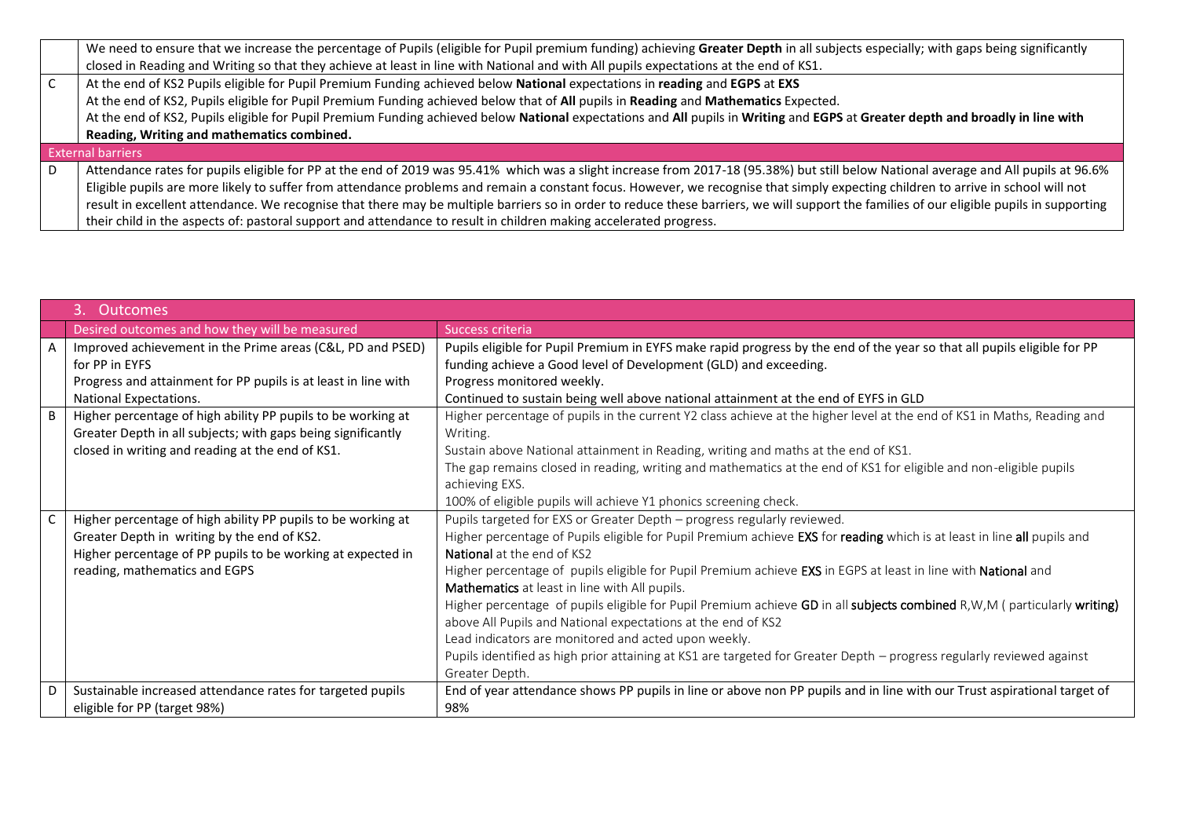| | |
|---|---|
| | We need to ensure that we increase the percentage of Pupils (eligible for Pupil premium funding) achieving **Greater Depth** in all subjects especially; with gaps being significantly closed in Reading and Writing so that they achieve at least in line with National and with All pupils expectations at the end of KS1. |
| C | At the end of KS2 Pupils eligible for Pupil Premium Funding achieved below **National** expectations in **reading** and **EGPS** at **EXS**<br>At the end of KS2, Pupils eligible for Pupil Premium Funding achieved below that of **All** pupils in **Reading** and **Mathematics** Expected.<br>At the end of KS2, Pupils eligible for Pupil Premium Funding achieved below **National** expectations and **All** pupils in **Writing** and **EGPS** at **Greater depth and broadly in line with Reading, Writing and mathematics combined.** |
| External barriers | |
| D | Attendance rates for pupils eligible for PP at the end of 2019 was 95.41% which was a slight increase from 2017-18 (95.38%) but still below National average and All pupils at 96.6% Eligible pupils are more likely to suffer from attendance problems and remain a constant focus. However, we recognise that simply expecting children to arrive in school will not result in excellent attendance. We recognise that there may be multiple barriers so in order to reduce these barriers, we will support the families of our eligible pupils in supporting their child in the aspects of: pastoral support and attendance to result in children making accelerated progress. |

| | 3. Outcomes | |
|---|---|---|
| | Desired outcomes and how they will be measured | Success criteria |
| A | Improved achievement in the Prime areas (C&L, PD and PSED) for PP in EYFS<br>Progress and attainment for PP pupils is at least in line with National Expectations. | Pupils eligible for Pupil Premium in EYFS make rapid progress by the end of the year so that all pupils eligible for PP funding achieve a Good level of Development (GLD) and exceeding.<br>Progress monitored weekly.<br>Continued to sustain being well above national attainment at the end of EYFS in GLD |
| B | Higher percentage of high ability PP pupils to be working at Greater Depth in all subjects; with gaps being significantly closed in writing and reading at the end of KS1. | Higher percentage of pupils in the current Y2 class achieve at the higher level at the end of KS1 in Maths, Reading and Writing.<br>Sustain above National attainment in Reading, writing and maths at the end of KS1.<br>The gap remains closed in reading, writing and mathematics at the end of KS1 for eligible and non-eligible pupils achieving EXS.<br>100% of eligible pupils will achieve Y1 phonics screening check. |
| C | Higher percentage of high ability PP pupils to be working at Greater Depth in writing by the end of KS2.<br>Higher percentage of PP pupils to be working at expected in reading, mathematics and EGPS | Pupils targeted for EXS or Greater Depth – progress regularly reviewed.<br>Higher percentage of Pupils eligible for Pupil Premium achieve **EXS** for **reading** which is at least in line **all** pupils and **National** at the end of KS2<br>Higher percentage of pupils eligible for Pupil Premium achieve **EXS** in EGPS at least in line with **National** and **Mathematics** at least in line with All pupils.<br>Higher percentage of pupils eligible for Pupil Premium achieve **GD** in all **subjects combined** R,W,M ( particularly **writing)** above All Pupils and National expectations at the end of KS2<br>Lead indicators are monitored and acted upon weekly.<br>Pupils identified as high prior attaining at KS1 are targeted for Greater Depth – progress regularly reviewed against Greater Depth. |
| D | Sustainable increased attendance rates for targeted pupils eligible for PP (target 98%) | End of year attendance shows PP pupils in line or above non PP pupils and in line with our Trust aspirational target of 98% |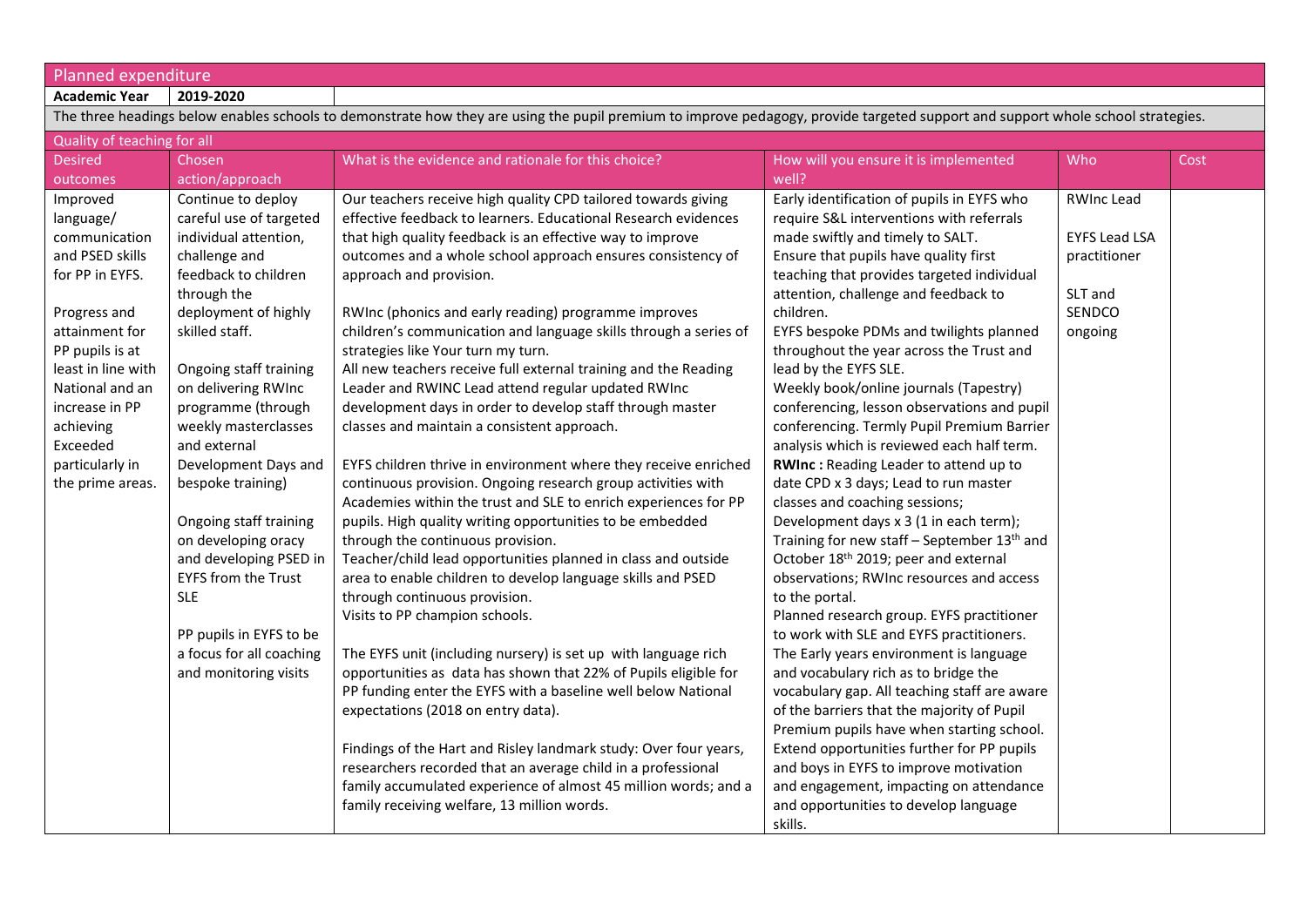## Planned expenditure

| Academic Year | 2019-2020 |
|---|---|

The three headings below enables schools to demonstrate how they are using the pupil premium to improve pedagogy, provide targeted support and support whole school strategies.

### Quality of teaching for all

| Desired outcomes | Chosen action/approach | What is the evidence and rationale for this choice? | How will you ensure it is implemented well? | Who | Cost |
|---|---|---|---|---|---|
| Improved language/ communication and PSED skills for PP in EYFS.<br><br>Progress and attainment for PP pupils is at least in line with National and an increase in PP achieving Exceeded particularly in the prime areas. | Continue to deploy careful use of targeted individual attention, challenge and feedback to children through the deployment of highly skilled staff.<br><br>Ongoing staff training on delivering RWInc programme (through weekly masterclasses and external Development Days and bespoke training)<br><br>Ongoing staff training on developing oracy and developing PSED in EYFS from the Trust SLE<br><br>PP pupils in EYFS to be a focus for all coaching and monitoring visits | Our teachers receive high quality CPD tailored towards giving effective feedback to learners. Educational Research evidences that high quality feedback is an effective way to improve outcomes and a whole school approach ensures consistency of approach and provision.<br><br>RWInc (phonics and early reading) programme improves children's communication and language skills through a series of strategies like Your turn my turn.<br>All new teachers receive full external training and the Reading Leader and RWINC Lead attend regular updated RWInc development days in order to develop staff through master classes and maintain a consistent approach.<br><br>EYFS children thrive in environment where they receive enriched continuous provision. Ongoing research group activities with Academies within the trust and SLE to enrich experiences for PP pupils. High quality writing opportunities to be embedded through the continuous provision.<br>Teacher/child lead opportunities planned in class and outside area to enable children to develop language skills and PSED through continuous provision.<br>Visits to PP champion schools.<br><br>The EYFS unit (including nursery) is set up with language rich opportunities as data has shown that 22% of Pupils eligible for PP funding enter the EYFS with a baseline well below National expectations (2018 on entry data).<br><br>Findings of the Hart and Risley landmark study: Over four years, researchers recorded that an average child in a professional family accumulated experience of almost 45 million words; and a family receiving welfare, 13 million words. | Early identification of pupils in EYFS who require S&L interventions with referrals made swiftly and timely to SALT.<br>Ensure that pupils have quality first teaching that provides targeted individual attention, challenge and feedback to children.<br>EYFS bespoke PDMs and twilights planned throughout the year across the Trust and lead by the EYFS SLE.<br>Weekly book/online journals (Tapestry) conferencing, lesson observations and pupil conferencing. Termly Pupil Premium Barrier analysis which is reviewed each half term.<br>**RWInc :** Reading Leader to attend up to date CPD x 3 days; Lead to run master classes and coaching sessions;<br>Development days x 3 (1 in each term);<br>Training for new staff – September 13th and October 18th 2019; peer and external observations; RWInc resources and access to the portal.<br>Planned research group. EYFS practitioner to work with SLE and EYFS practitioners.<br>The Early years environment is language and vocabulary rich as to bridge the vocabulary gap. All teaching staff are aware of the barriers that the majority of Pupil Premium pupils have when starting school.<br>Extend opportunities further for PP pupils and boys in EYFS to improve motivation and engagement, impacting on attendance and opportunities to develop language skills. | RWInc Lead<br><br>EYFS Lead LSA practitioner<br><br>SLT and SENDCO ongoing | |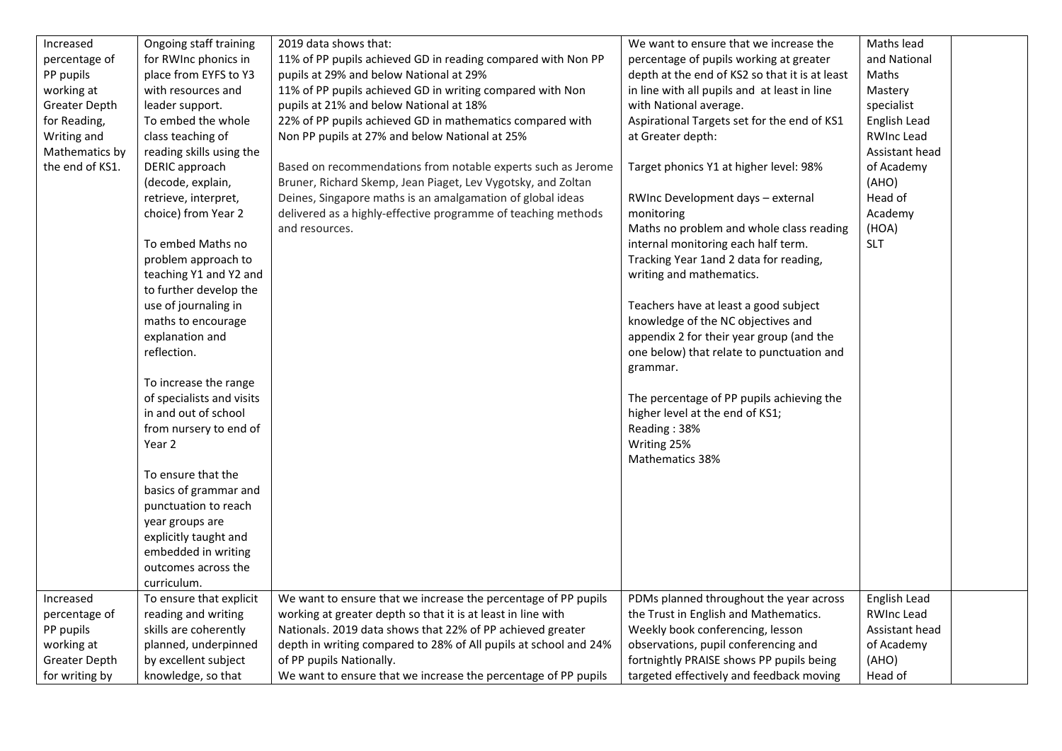| | | | | | |
|---|---|---|---|---|---|
| Increased percentage of PP pupils working at Greater Depth for Reading, Writing and Mathematics by the end of KS1. | Ongoing staff training for RWInc phonics in place from EYFS to Y3 with resources and leader support.<br>To embed the whole class teaching of reading skills using the DERIC approach (decode, explain, retrieve, interpret, choice) from Year 2<br><br>To embed Maths no problem approach to teaching Y1 and Y2 and to further develop the use of journaling in maths to encourage explanation and reflection.<br><br>To increase the range of specialists and visits in and out of school from nursery to end of Year 2<br><br>To ensure that the basics of grammar and punctuation to reach year groups are explicitly taught and embedded in writing outcomes across the curriculum. | 2019 data shows that:<br>11% of PP pupils achieved GD in reading compared with Non PP pupils at 29% and below National at 29%<br>11% of PP pupils achieved GD in writing compared with Non PP pupils at 21% and below National at 18%<br>22% of PP pupils achieved GD in mathematics compared with Non PP pupils at 27% and below National at 25%<br><br>Based on recommendations from notable experts such as Jerome Bruner, Richard Skemp, Jean Piaget, Lev Vygotsky, and Zoltan Deines, Singapore maths is an amalgamation of global ideas delivered as a highly-effective programme of teaching methods and resources. | We want to ensure that we increase the percentage of pupils working at greater depth at the end of KS2 so that it is at least in line with all pupils and at least in line with National average.<br>Aspirational Targets set for the end of KS1 at Greater depth:<br><br>Target phonics Y1 at higher level: 98%<br><br>RWInc Development days – external monitoring<br>Maths no problem and whole class reading internal monitoring each half term.<br>Tracking Year 1and 2 data for reading, writing and mathematics.<br><br>Teachers have at least a good subject knowledge of the NC objectives and appendix 2 for their year group (and the one below) that relate to punctuation and grammar.<br><br>The percentage of PP pupils achieving the higher level at the end of KS1;<br>Reading : 38%<br>Writing 25%<br>Mathematics 38% | Maths lead and National Maths Mastery specialist<br>English Lead<br>RWInc Lead<br>Assistant head of Academy (AHO)<br>Head of Academy (HOA)<br>SLT | |
| Increased percentage of PP pupils working at Greater Depth for writing by | To ensure that explicit reading and writing skills are coherently planned, underpinned by excellent subject knowledge, so that | We want to ensure that we increase the percentage of PP pupils working at greater depth so that it is at least in line with Nationals. 2019 data shows that 22% of PP achieved greater depth in writing compared to 28% of All pupils at school and 24% of PP pupils Nationally.<br>We want to ensure that we increase the percentage of PP pupils | PDMs planned throughout the year across the Trust in English and Mathematics.<br>Weekly book conferencing, lesson observations, pupil conferencing and fortnightly PRAISE shows PP pupils being targeted effectively and feedback moving | English Lead<br>RWInc Lead<br>Assistant head of Academy (AHO)<br>Head of | |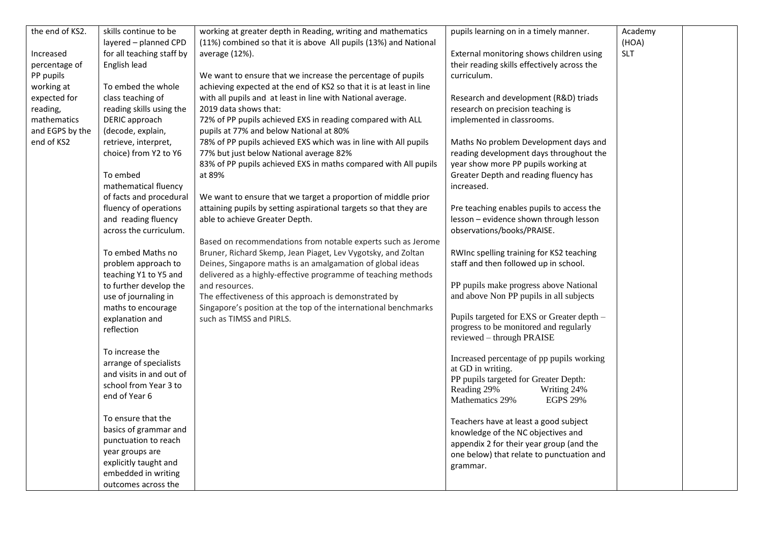| the end of KS2.<br><br>Increased percentage of PP pupils working at expected for reading, mathematics and EGPS by the end of KS2 | skills continue to be layered – planned CPD for all teaching staff by English lead<br><br>To embed the whole class teaching of reading skills using the DERIC approach (decode, explain, retrieve, interpret, choice) from Y2 to Y6<br><br>To embed mathematical fluency of facts and procedural fluency of operations and reading fluency across the curriculum.<br><br>To embed Maths no problem approach to teaching Y1 to Y5 and to further develop the use of journaling in maths to encourage explanation and reflection<br><br>To increase the arrange of specialists and visits in and out of school from Year 3 to end of Year 6<br><br>To ensure that the basics of grammar and punctuation to reach year groups are explicitly taught and embedded in writing outcomes across the | working at greater depth in Reading, writing and mathematics (11%) combined so that it is above All pupils (13%) and National average (12%).<br><br>We want to ensure that we increase the percentage of pupils achieving expected at the end of KS2 so that it is at least in line with all pupils and at least in line with National average.<br>2019 data shows that:<br>72% of PP pupils achieved EXS in reading compared with ALL pupils at 77% and below National at 80%<br>78% of PP pupils achieved EXS which was in line with All pupils 77% but just below National average 82%<br>83% of PP pupils achieved EXS in maths compared with All pupils at 89%<br><br>We want to ensure that we target a proportion of middle prior attaining pupils by setting aspirational targets so that they are able to achieve Greater Depth.<br><br>Based on recommendations from notable experts such as Jerome Bruner, Richard Skemp, Jean Piaget, Lev Vygotsky, and Zoltan Deines, Singapore maths is an amalgamation of global ideas delivered as a highly-effective programme of teaching methods and resources.<br>The effectiveness of this approach is demonstrated by Singapore's position at the top of the international benchmarks such as TIMSS and PIRLS. | pupils learning on in a timely manner.<br><br>External monitoring shows children using their reading skills effectively across the curriculum.<br><br>Research and development (R&D) triads research on precision teaching is implemented in classrooms.<br><br>Maths No problem Development days and reading development days throughout the year show more PP pupils working at Greater Depth and reading fluency has increased.<br><br>Pre teaching enables pupils to access the lesson – evidence shown through lesson observations/books/PRAISE.<br><br>RWInc spelling training for KS2 teaching staff and then followed up in school.<br><br>PP pupils make progress above National and above Non PP pupils in all subjects<br><br>Pupils targeted for EXS or Greater depth – progress to be monitored and regularly reviewed – through PRAISE<br><br>Increased percentage of pp pupils working at GD in writing.<br>PP pupils targeted for Greater Depth:<br>Reading 29% Writing 24%<br>Mathematics 29% EGPS 29%<br><br>Teachers have at least a good subject knowledge of the NC objectives and appendix 2 for their year group (and the one below) that relate to punctuation and grammar. | Academy (HOA)<br>SLT | |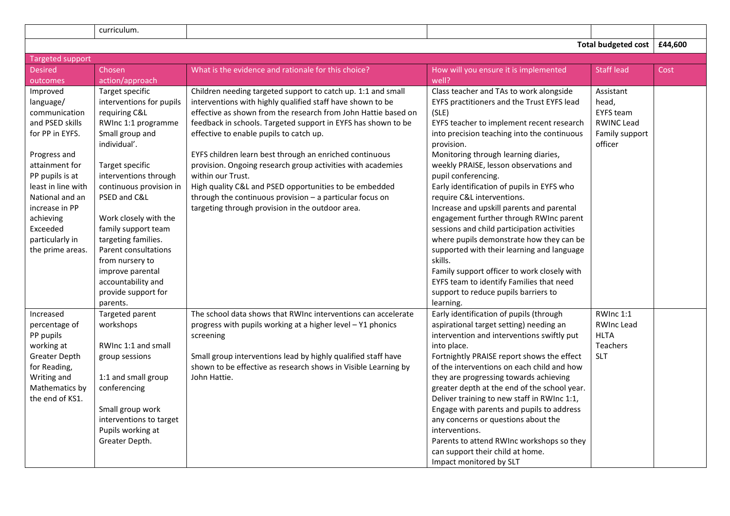| | curriculum. | | | | |
|---|---|---|---|---|---|
| | | | | **Total budgeted cost** | **£44,600** |

**Targeted support**

| Desired outcomes | Chosen action/approach | What is the evidence and rationale for this choice? | How will you ensure it is implemented well? | Staff lead | Cost |
|---|---|---|---|---|---|
| Improved language/ communication and PSED skills for PP in EYFS.<br><br>Progress and attainment for PP pupils is at least in line with National and an increase in PP achieving Exceeded particularly in the prime areas. | Target specific interventions for pupils requiring C&L RWInc 1:1 programme Small group and individual'.<br><br>Target specific interventions through continuous provision in PSED and C&L<br><br>Work closely with the family support team targeting families. Parent consultations from nursery to improve parental accountability and provide support for parents. | Children needing targeted support to catch up. 1:1 and small interventions with highly qualified staff have shown to be effective as shown from the research from John Hattie based on feedback in schools. Targeted support in EYFS has shown to be effective to enable pupils to catch up.<br><br>EYFS children learn best through an enriched continuous provision. Ongoing research group activities with academies within our Trust.<br>High quality C&L and PSED opportunities to be embedded through the continuous provision – a particular focus on targeting through provision in the outdoor area. | Class teacher and TAs to work alongside EYFS practitioners and the Trust EYFS lead (SLE)<br>EYFS teacher to implement recent research into precision teaching into the continuous provision.<br>Monitoring through learning diaries, weekly PRAISE, lesson observations and pupil conferencing.<br>Early identification of pupils in EYFS who require C&L interventions.<br>Increase and upskill parents and parental engagement further through RWInc parent sessions and child participation activities where pupils demonstrate how they can be supported with their learning and language skills.<br>Family support officer to work closely with EYFS team to identify Families that need support to reduce pupils barriers to learning. | Assistant head,<br>EYFS team<br>RWINC Lead<br>Family support officer | |
| Increased percentage of PP pupils working at Greater Depth for Reading, Writing and Mathematics by the end of KS1. | Targeted parent workshops<br><br>RWInc 1:1 and small group sessions<br><br>1:1 and small group conferencing<br><br>Small group work interventions to target Pupils working at Greater Depth. | The school data shows that RWInc interventions can accelerate progress with pupils working at a higher level – Y1 phonics screening<br><br>Small group interventions lead by highly qualified staff have shown to be effective as research shows in Visible Learning by John Hattie. | Early identification of pupils (through aspirational target setting) needing an intervention and interventions swiftly put into place.<br>Fortnightly PRAISE report shows the effect of the interventions on each child and how they are progressing towards achieving greater depth at the end of the school year.<br>Deliver training to new staff in RWInc 1:1,<br>Engage with parents and pupils to address any concerns or questions about the interventions.<br>Parents to attend RWInc workshops so they can support their child at home.<br>Impact monitored by SLT | RWInc 1:1<br>RWInc Lead<br>HLTA<br>Teachers<br>SLT | |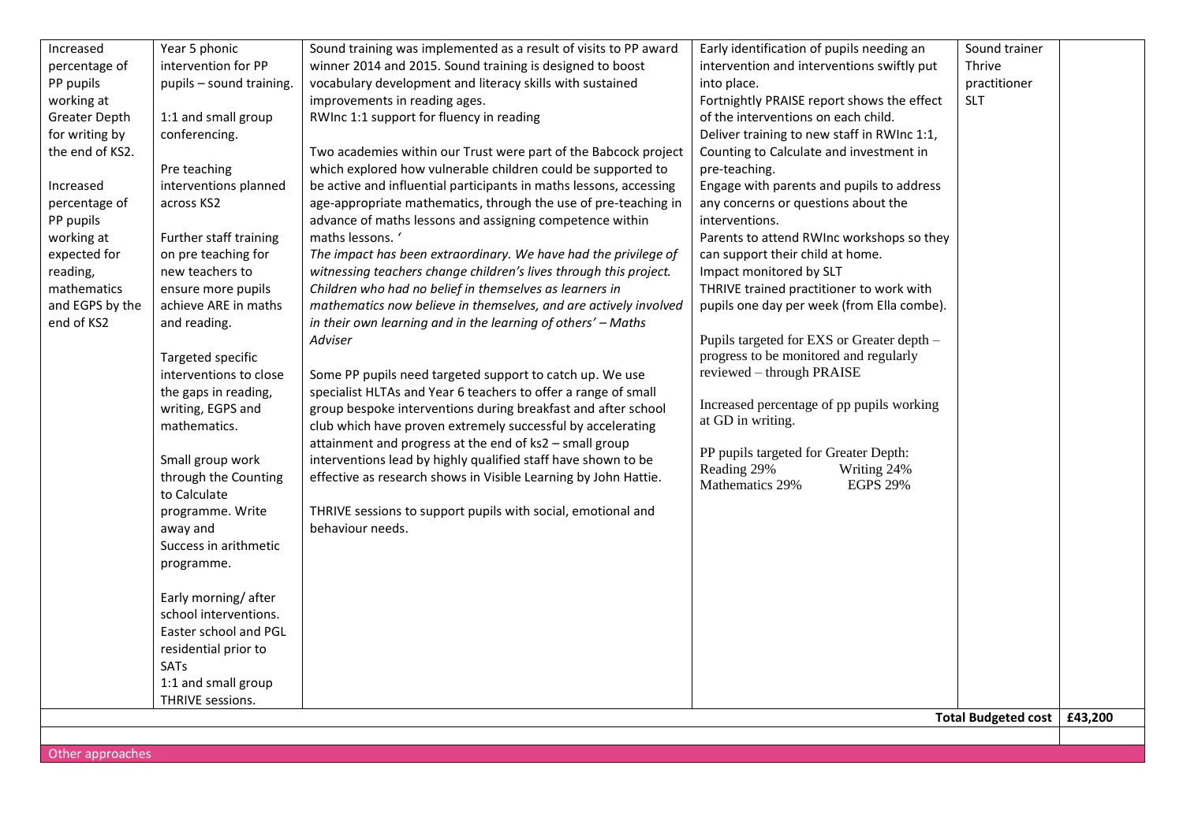| | | | | | |
|---|---|---|---|---|---|
| Increased percentage of PP pupils working at Greater Depth for writing by the end of KS2.<br><br>Increased percentage of PP pupils working at expected for reading, mathematics and EGPS by the end of KS2 | Year 5 phonic intervention for PP pupils – sound training.<br><br>1:1 and small group conferencing.<br><br>Pre teaching interventions planned across KS2<br><br>Further staff training on pre teaching for new teachers to ensure more pupils achieve ARE in maths and reading.<br><br>Targeted specific interventions to close the gaps in reading, writing, EGPS and mathematics.<br><br>Small group work through the Counting to Calculate programme. Write away and Success in arithmetic programme.<br><br>Early morning/ after school interventions. Easter school and PGL residential prior to SATs<br>1:1 and small group THRIVE sessions. | Sound training was implemented as a result of visits to PP award winner 2014 and 2015. Sound training is designed to boost vocabulary development and literacy skills with sustained improvements in reading ages.<br>RWInc 1:1 support for fluency in reading<br><br>Two academies within our Trust were part of the Babcock project which explored how vulnerable children could be supported to be active and influential participants in maths lessons, accessing age-appropriate mathematics, through the use of pre-teaching in advance of maths lessons and assigning competence within maths lessons. '<br>*The impact has been extraordinary. We have had the privilege of witnessing teachers change children's lives through this project. Children who had no belief in themselves as learners in mathematics now believe in themselves, and are actively involved in their own learning and in the learning of others' – Maths Adviser*<br><br>Some PP pupils need targeted support to catch up. We use specialist HLTAs and Year 6 teachers to offer a range of small group bespoke interventions during breakfast and after school club which have proven extremely successful by accelerating attainment and progress at the end of ks2 – small group interventions lead by highly qualified staff have shown to be effective as research shows in Visible Learning by John Hattie.<br><br>THRIVE sessions to support pupils with social, emotional and behaviour needs. | Early identification of pupils needing an intervention and interventions swiftly put into place.<br>Fortnightly PRAISE report shows the effect of the interventions on each child.<br>Deliver training to new staff in RWInc 1:1, Counting to Calculate and investment in pre-teaching.<br>Engage with parents and pupils to address any concerns or questions about the interventions.<br>Parents to attend RWInc workshops so they can support their child at home.<br>Impact monitored by SLT<br>THRIVE trained practitioner to work with pupils one day per week (from Ella combe).<br><br>Pupils targeted for EXS or Greater depth – progress to be monitored and regularly reviewed – through PRAISE<br><br>Increased percentage of pp pupils working at GD in writing.<br><br>PP pupils targeted for Greater Depth:<br>Reading 29% Writing 24%<br>Mathematics 29% EGPS 29% | Sound trainer<br>Thrive practitioner<br>SLT | |
| | | | | **Total Budgeted cost** | **£43,200** |

Other approaches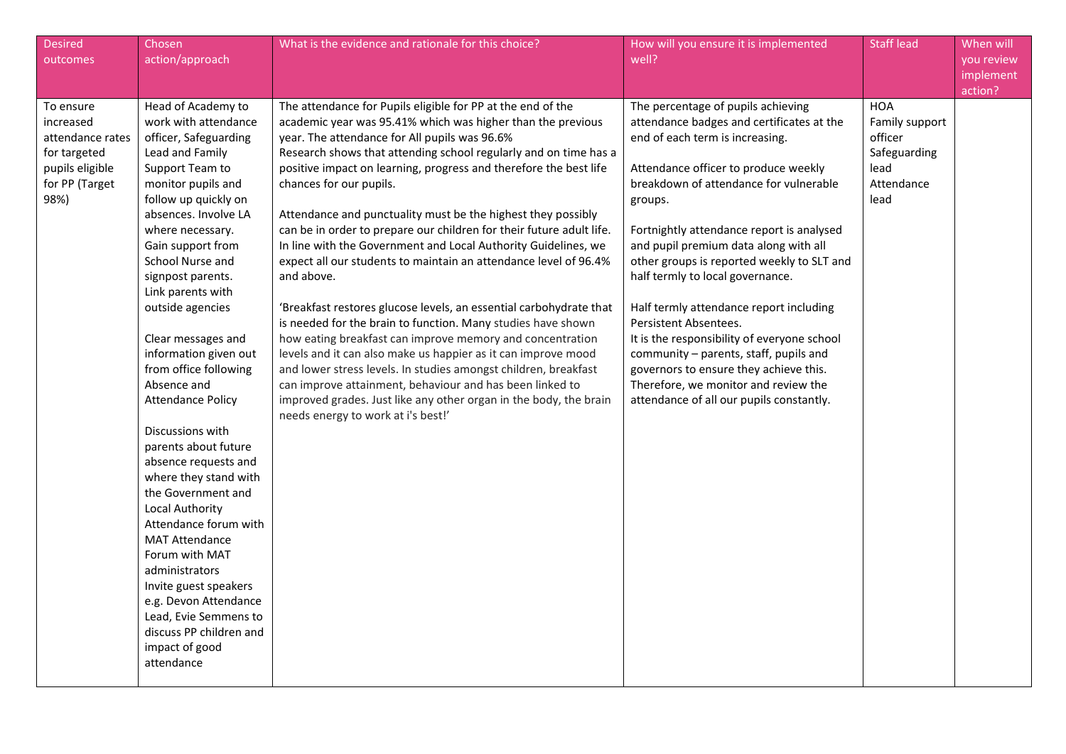| Desired outcomes | Chosen action/approach | What is the evidence and rationale for this choice? | How will you ensure it is implemented well? | Staff lead | When will you review implement action? |
|---|---|---|---|---|---|
| To ensure increased attendance rates for targeted pupils eligible for PP (Target 98%) | Head of Academy to work with attendance officer, Safeguarding Lead and Family Support Team to monitor pupils and follow up quickly on absences. Involve LA where necessary. Gain support from School Nurse and signpost parents. Link parents with outside agencies<br><br>Clear messages and information given out from office following Absence and Attendance Policy<br><br>Discussions with parents about future absence requests and where they stand with the Government and Local Authority Attendance forum with MAT Attendance Forum with MAT administrators<br>Invite guest speakers e.g. Devon Attendance Lead, Evie Semmens to discuss PP children and impact of good attendance | The attendance for Pupils eligible for PP at the end of the academic year was 95.41% which was higher than the previous year. The attendance for All pupils was 96.6%<br>Research shows that attending school regularly and on time has a positive impact on learning, progress and therefore the best life chances for our pupils.<br><br>Attendance and punctuality must be the highest they possibly can be in order to prepare our children for their future adult life. In line with the Government and Local Authority Guidelines, we expect all our students to maintain an attendance level of 96.4% and above.<br><br>'Breakfast restores glucose levels, an essential carbohydrate that is needed for the brain to function. Many studies have shown how eating breakfast can improve memory and concentration levels and it can also make us happier as it can improve mood and lower stress levels. In studies amongst children, breakfast can improve attainment, behaviour and has been linked to improved grades. Just like any other organ in the body, the brain needs energy to work at i's best!' | The percentage of pupils achieving attendance badges and certificates at the end of each term is increasing.<br><br>Attendance officer to produce weekly breakdown of attendance for vulnerable groups.<br><br>Fortnightly attendance report is analysed and pupil premium data along with all other groups is reported weekly to SLT and half termly to local governance.<br><br>Half termly attendance report including Persistent Absentees.<br>It is the responsibility of everyone school community – parents, staff, pupils and governors to ensure they achieve this. Therefore, we monitor and review the attendance of all our pupils constantly. | HOA<br>Family support officer<br>Safeguarding lead<br>Attendance lead | |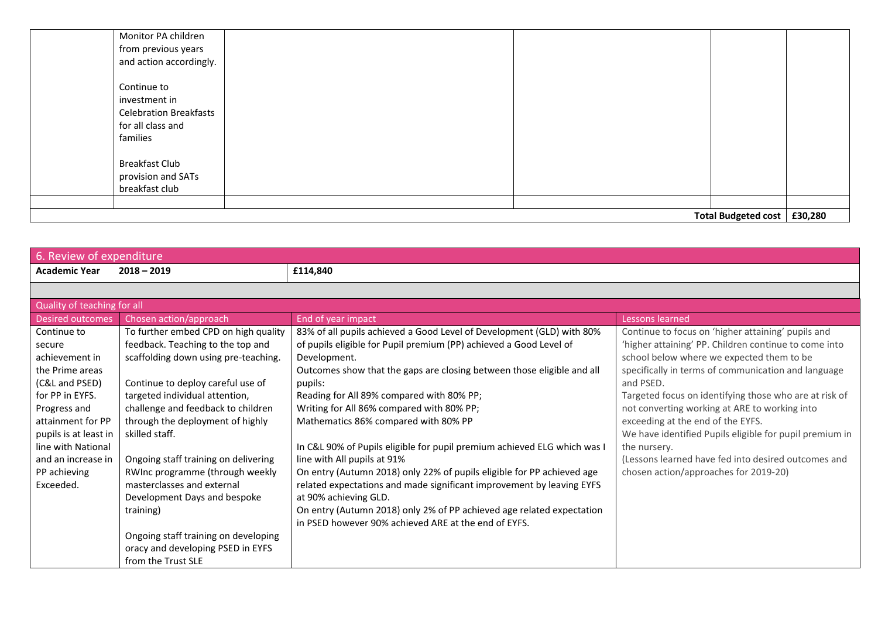| | | | | | |
|---|---|---|---|---|---|
| | Monitor PA children from previous years and action accordingly.<br><br>Continue to investment in Celebration Breakfasts for all class and families<br><br>Breakfast Club provision and SATs breakfast club | | | | |
| | | | | | |
| | | | | **Total Budgeted cost** | **£30,280** |

## 6. Review of expenditure

| **Academic Year** | **2018 – 2019** | **£114,840** | |
|---|---|---|---|
| | | | |
| **Quality of teaching for all** | | | |
| **Desired outcomes** | **Chosen action/approach** | **End of year impact** | **Lessons learned** |
| Continue to secure achievement in the Prime areas (C&L and PSED) for PP in EYFS. Progress and attainment for PP pupils is at least in line with National and an increase in PP achieving Exceeded. | To further embed CPD on high quality feedback. Teaching to the top and scaffolding down using pre-teaching.<br><br>Continue to deploy careful use of targeted individual attention, challenge and feedback to children through the deployment of highly skilled staff.<br><br>Ongoing staff training on delivering RWInc programme (through weekly masterclasses and external Development Days and bespoke training)<br><br>Ongoing staff training on developing oracy and developing PSED in EYFS from the Trust SLE | 83% of all pupils achieved a Good Level of Development (GLD) with 80% of pupils eligible for Pupil premium (PP) achieved a Good Level of Development.<br>Outcomes show that the gaps are closing between those eligible and all pupils:<br>Reading for All 89% compared with 80% PP;<br>Writing for All 86% compared with 80% PP;<br>Mathematics 86% compared with 80% PP<br><br>In C&L 90% of Pupils eligible for pupil premium achieved ELG which was I line with All pupils at 91%<br>On entry (Autumn 2018) only 22% of pupils eligible for PP achieved age related expectations and made significant improvement by leaving EYFS at 90% achieving GLD.<br>On entry (Autumn 2018) only 2% of PP achieved age related expectation in PSED however 90% achieved ARE at the end of EYFS. | Continue to focus on 'higher attaining' pupils and 'higher attaining' PP. Children continue to come into school below where we expected them to be specifically in terms of communication and language and PSED.<br>Targeted focus on identifying those who are at risk of not converting working at ARE to working into exceeding at the end of the EYFS.<br>We have identified Pupils eligible for pupil premium in the nursery.<br>(Lessons learned have fed into desired outcomes and chosen action/approaches for 2019-20) |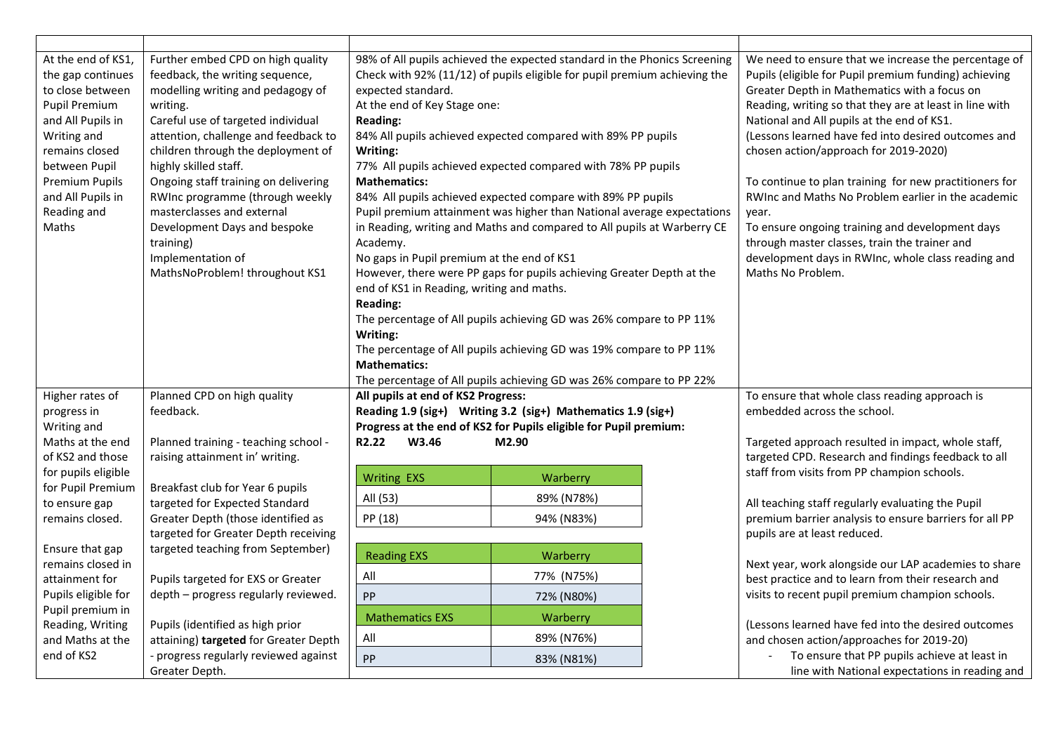| | | | |
|---|---|---|---|
| At the end of KS1, the gap continues to close between Pupil Premium and All Pupils in Writing and remains closed between Pupil Premium Pupils and All Pupils in Reading and Maths | Further embed CPD on high quality feedback, the writing sequence, modelling writing and pedagogy of writing.<br>Careful use of targeted individual attention, challenge and feedback to children through the deployment of highly skilled staff.<br>Ongoing staff training on delivering RWInc programme (through weekly masterclasses and external Development Days and bespoke training)<br>Implementation of MathsNoProblem! throughout KS1 | 98% of All pupils achieved the expected standard in the Phonics Screening Check with 92% (11/12) of pupils eligible for pupil premium achieving the expected standard.<br>At the end of Key Stage one:<br>**Reading:**<br>84% All pupils achieved expected compared with 89% PP pupils<br>**Writing:**<br>77% All pupils achieved expected compared with 78% PP pupils<br>**Mathematics:**<br>84% All pupils achieved expected compare with 89% PP pupils<br>Pupil premium attainment was higher than National average expectations in Reading, writing and Maths and compared to All pupils at Warberry CE Academy.<br>No gaps in Pupil premium at the end of KS1<br>However, there were PP gaps for pupils achieving Greater Depth at the end of KS1 in Reading, writing and maths.<br>**Reading:**<br>The percentage of All pupils achieving GD was 26% compare to PP 11%<br>**Writing:**<br>The percentage of All pupils achieving GD was 19% compare to PP 11%<br>**Mathematics:**<br>The percentage of All pupils achieving GD was 26% compare to PP 22% | We need to ensure that we increase the percentage of Pupils (eligible for Pupil premium funding) achieving Greater Depth in Mathematics with a focus on Reading, writing so that they are at least in line with National and All pupils at the end of KS1.<br>(Lessons learned have fed into desired outcomes and chosen action/approach for 2019-2020)<br><br>To continue to plan training for new practitioners for RWInc and Maths No Problem earlier in the academic year.<br>To ensure ongoing training and development days through master classes, train the trainer and development days in RWInc, whole class reading and Maths No Problem. |
| Higher rates of progress in Writing and Maths at the end of KS2 and those for pupils eligible for Pupil Premium to ensure gap remains closed.<br><br>Ensure that gap remains closed in attainment for Pupils eligible for Pupil premium in Reading, Writing and Maths at the end of KS2 | Planned CPD on high quality feedback.<br><br>Planned training - teaching school - raising attainment in' writing.<br><br>Breakfast club for Year 6 pupils targeted for Expected Standard Greater Depth (those identified as targeted for Greater Depth receiving targeted teaching from September)<br><br>Pupils targeted for EXS or Greater depth – progress regularly reviewed.<br><br>Pupils (identified as high prior attaining) **targeted** for Greater Depth - progress regularly reviewed against Greater Depth. | **All pupils at end of KS2 Progress:**<br>**Reading 1.9 (sig+) Writing 3.2 (sig+) Mathematics 1.9 (sig+)**<br>**Progress at the end of KS2 for Pupils eligible for Pupil premium:**<br>**R2.22 W3.46 M2.90**<br><br>Writing EXS — Warberry<br>All (53): 89% (N78%)<br>PP (18): 94% (N83%)<br><br>Reading EXS — Warberry<br>All: 77% (N75%)<br>PP: 72% (N80%)<br><br>Mathematics EXS — Warberry<br>All: 89% (N76%)<br>PP: 83% (N81%) | To ensure that whole class reading approach is embedded across the school.<br><br>Targeted approach resulted in impact, whole staff, targeted CPD. Research and findings feedback to all staff from visits from PP champion schools.<br><br>All teaching staff regularly evaluating the Pupil premium barrier analysis to ensure barriers for all PP pupils are at least reduced.<br><br>Next year, work alongside our LAP academies to share best practice and to learn from their research and visits to recent pupil premium champion schools.<br><br>(Lessons learned have fed into the desired outcomes and chosen action/approaches for 2019-20)<br>- To ensure that PP pupils achieve at least in line with National expectations in reading and |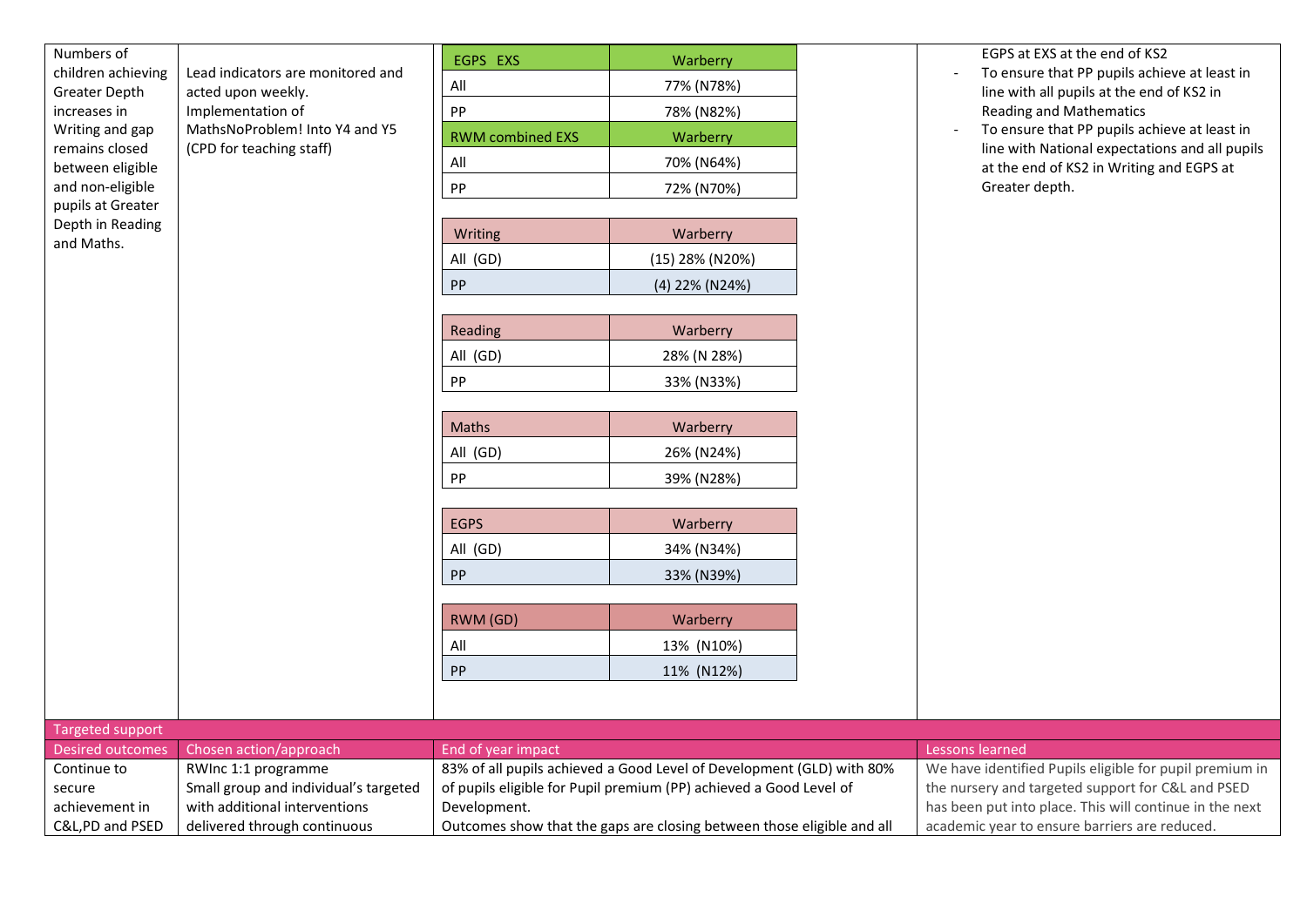| | | | |
|---|---|---|---|
| Numbers of children achieving Greater Depth increases in Writing and gap remains closed between eligible and non-eligible pupils at Greater Depth in Reading and Maths. | Lead indicators are monitored and acted upon weekly. Implementation of MathsNoProblem! Into Y4 and Y5 (CPD for teaching staff) | (see tables below) | EGPS at EXS at the end of KS2<br>- To ensure that PP pupils achieve at least in line with all pupils at the end of KS2 in Reading and Mathematics<br>- To ensure that PP pupils achieve at least in line with National expectations and all pupils at the end of KS2 in Writing and EGPS at Greater depth. |

| EGPS EXS | Warberry |
|---|---|
| All | 77% (N78%) |
| PP | 78% (N82%) |
| **RWM combined EXS** | **Warberry** |
| All | 70% (N64%) |
| PP | 72% (N70%) |

| Writing | Warberry |
|---|---|
| All (GD) | (15) 28% (N20%) |
| PP | (4) 22% (N24%) |

| Reading | Warberry |
|---|---|
| All (GD) | 28% (N 28%) |
| PP | 33% (N33%) |

| Maths | Warberry |
|---|---|
| All (GD) | 26% (N24%) |
| PP | 39% (N28%) |

| EGPS | Warberry |
|---|---|
| All (GD) | 34% (N34%) |
| PP | 33% (N39%) |

| RWM (GD) | Warberry |
|---|---|
| All | 13% (N10%) |
| PP | 11% (N12%) |

**Targeted support**

| Desired outcomes | Chosen action/approach | End of year impact | Lessons learned |
|---|---|---|---|
| Continue to secure achievement in C&L,PD and PSED | RWInc 1:1 programme<br>Small group and individual's targeted with additional interventions delivered through continuous | 83% of all pupils achieved a Good Level of Development (GLD) with 80% of pupils eligible for Pupil premium (PP) achieved a Good Level of Development.<br>Outcomes show that the gaps are closing between those eligible and all | We have identified Pupils eligible for pupil premium in the nursery and targeted support for C&L and PSED has been put into place. This will continue in the next academic year to ensure barriers are reduced. |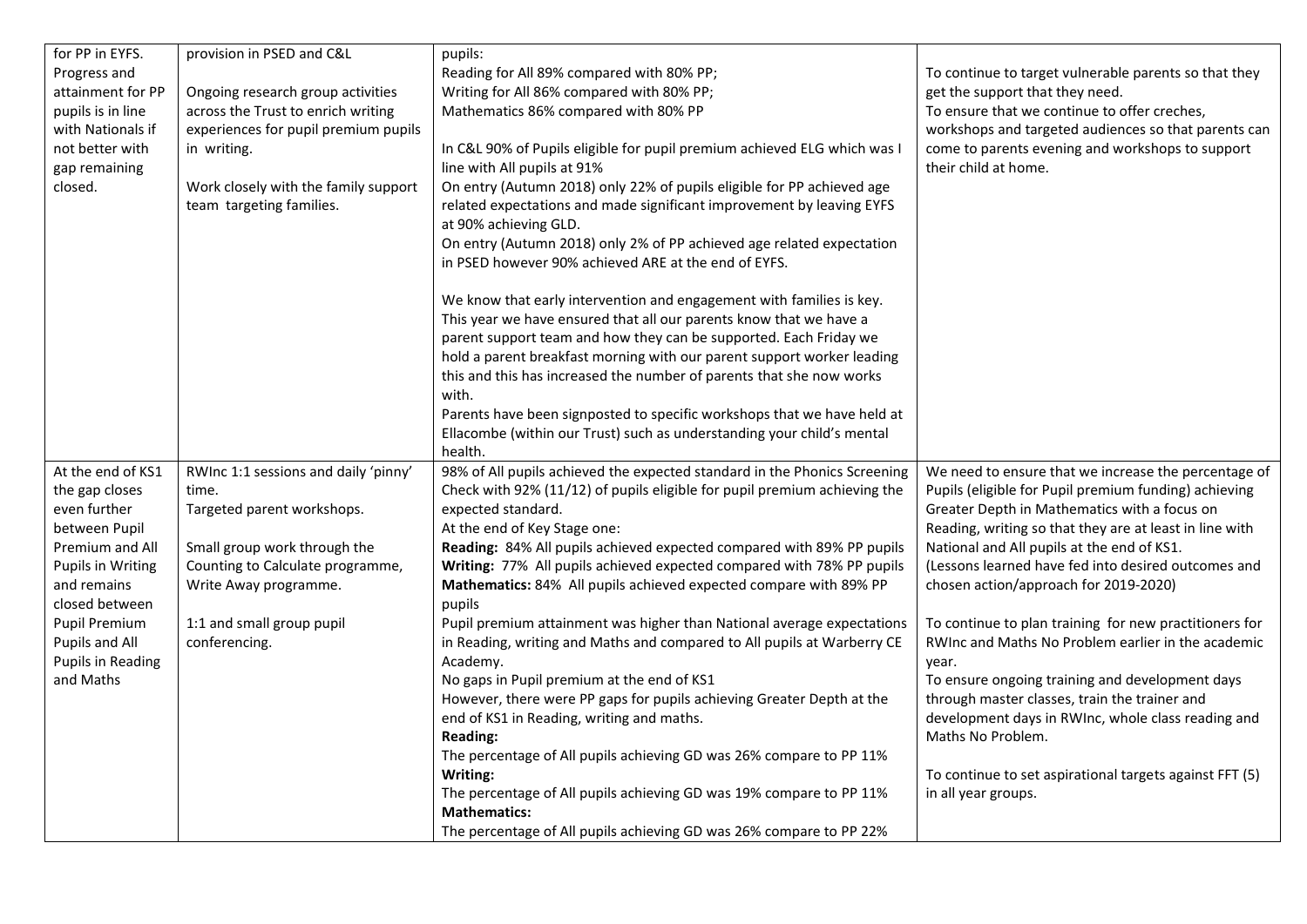| | | | |
|---|---|---|---|
| for PP in EYFS. Progress and attainment for PP pupils is in line with Nationals if not better with gap remaining closed. | provision in PSED and C&L<br><br>Ongoing research group activities across the Trust to enrich writing experiences for pupil premium pupils in writing.<br><br>Work closely with the family support team targeting families. | pupils:<br>Reading for All 89% compared with 80% PP;<br>Writing for All 86% compared with 80% PP;<br>Mathematics 86% compared with 80% PP<br><br>In C&L 90% of Pupils eligible for pupil premium achieved ELG which was I line with All pupils at 91%<br>On entry (Autumn 2018) only 22% of pupils eligible for PP achieved age related expectations and made significant improvement by leaving EYFS at 90% achieving GLD.<br>On entry (Autumn 2018) only 2% of PP achieved age related expectation in PSED however 90% achieved ARE at the end of EYFS.<br><br>We know that early intervention and engagement with families is key. This year we have ensured that all our parents know that we have a parent support team and how they can be supported. Each Friday we hold a parent breakfast morning with our parent support worker leading this and this has increased the number of parents that she now works with.<br>Parents have been signposted to specific workshops that we have held at Ellacombe (within our Trust) such as understanding your child's mental health. | To continue to target vulnerable parents so that they get the support that they need.<br>To ensure that we continue to offer creches, workshops and targeted audiences so that parents can come to parents evening and workshops to support their child at home. |
| At the end of KS1 the gap closes even further between Pupil Premium and All Pupils in Writing and remains closed between Pupil Premium Pupils and All Pupils in Reading and Maths | RWInc 1:1 sessions and daily 'pinny' time.<br>Targeted parent workshops.<br><br>Small group work through the Counting to Calculate programme, Write Away programme.<br><br>1:1 and small group pupil conferencing. | 98% of All pupils achieved the expected standard in the Phonics Screening Check with 92% (11/12) of pupils eligible for pupil premium achieving the expected standard.<br>At the end of Key Stage one:<br>**Reading:** 84% All pupils achieved expected compared with 89% PP pupils<br>**Writing:** 77% All pupils achieved expected compared with 78% PP pupils<br>**Mathematics:** 84% All pupils achieved expected compare with 89% PP pupils<br>Pupil premium attainment was higher than National average expectations in Reading, writing and Maths and compared to All pupils at Warberry CE Academy.<br>No gaps in Pupil premium at the end of KS1<br>However, there were PP gaps for pupils achieving Greater Depth at the end of KS1 in Reading, writing and maths.<br>**Reading:**<br>The percentage of All pupils achieving GD was 26% compare to PP 11%<br>**Writing:**<br>The percentage of All pupils achieving GD was 19% compare to PP 11%<br>**Mathematics:**<br>The percentage of All pupils achieving GD was 26% compare to PP 22% | We need to ensure that we increase the percentage of Pupils (eligible for Pupil premium funding) achieving Greater Depth in Mathematics with a focus on Reading, writing so that they are at least in line with National and All pupils at the end of KS1.<br>(Lessons learned have fed into desired outcomes and chosen action/approach for 2019-2020)<br><br>To continue to plan training for new practitioners for RWInc and Maths No Problem earlier in the academic year.<br>To ensure ongoing training and development days through master classes, train the trainer and development days in RWInc, whole class reading and Maths No Problem.<br><br>To continue to set aspirational targets against FFT (5) in all year groups. |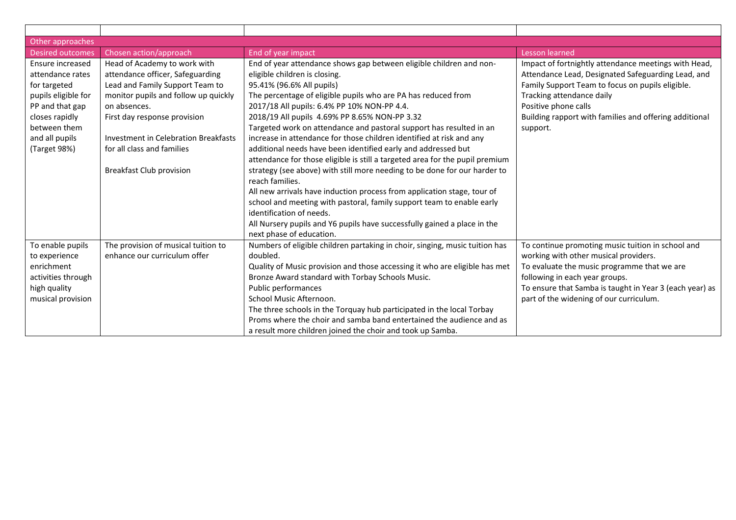| | | | |
|---|---|---|---|
| Other approaches | | | |
| Desired outcomes | Chosen action/approach | End of year impact | Lesson learned |
| Ensure increased attendance rates for targeted pupils eligible for PP and that gap closes rapidly between them and all pupils (Target 98%) | Head of Academy to work with attendance officer, Safeguarding Lead and Family Support Team to monitor pupils and follow up quickly on absences.<br>First day response provision<br><br>Investment in Celebration Breakfasts for all class and families<br><br>Breakfast Club provision | End of year attendance shows gap between eligible children and non-eligible children is closing.<br>95.41% (96.6% All pupils)<br>The percentage of eligible pupils who are PA has reduced from<br>2017/18 All pupils: 6.4% PP 10% NON-PP 4.4.<br>2018/19 All pupils 4.69% PP 8.65% NON-PP 3.32<br>Targeted work on attendance and pastoral support has resulted in an increase in attendance for those children identified at risk and any additional needs have been identified early and addressed but attendance for those eligible is still a targeted area for the pupil premium strategy (see above) with still more needing to be done for our harder to reach families.<br>All new arrivals have induction process from application stage, tour of school and meeting with pastoral, family support team to enable early identification of needs.<br>All Nursery pupils and Y6 pupils have successfully gained a place in the next phase of education. | Impact of fortnightly attendance meetings with Head, Attendance Lead, Designated Safeguarding Lead, and Family Support Team to focus on pupils eligible.<br>Tracking attendance daily<br>Positive phone calls<br>Building rapport with families and offering additional support. |
| To enable pupils to experience enrichment activities through high quality musical provision | The provision of musical tuition to enhance our curriculum offer | Numbers of eligible children partaking in choir, singing, music tuition has doubled.<br>Quality of Music provision and those accessing it who are eligible has met Bronze Award standard with Torbay Schools Music.<br>Public performances<br>School Music Afternoon.<br>The three schools in the Torquay hub participated in the local Torbay Proms where the choir and samba band entertained the audience and as a result more children joined the choir and took up Samba. | To continue promoting music tuition in school and working with other musical providers.<br>To evaluate the music programme that we are following in each year groups.<br>To ensure that Samba is taught in Year 3 (each year) as part of the widening of our curriculum. |